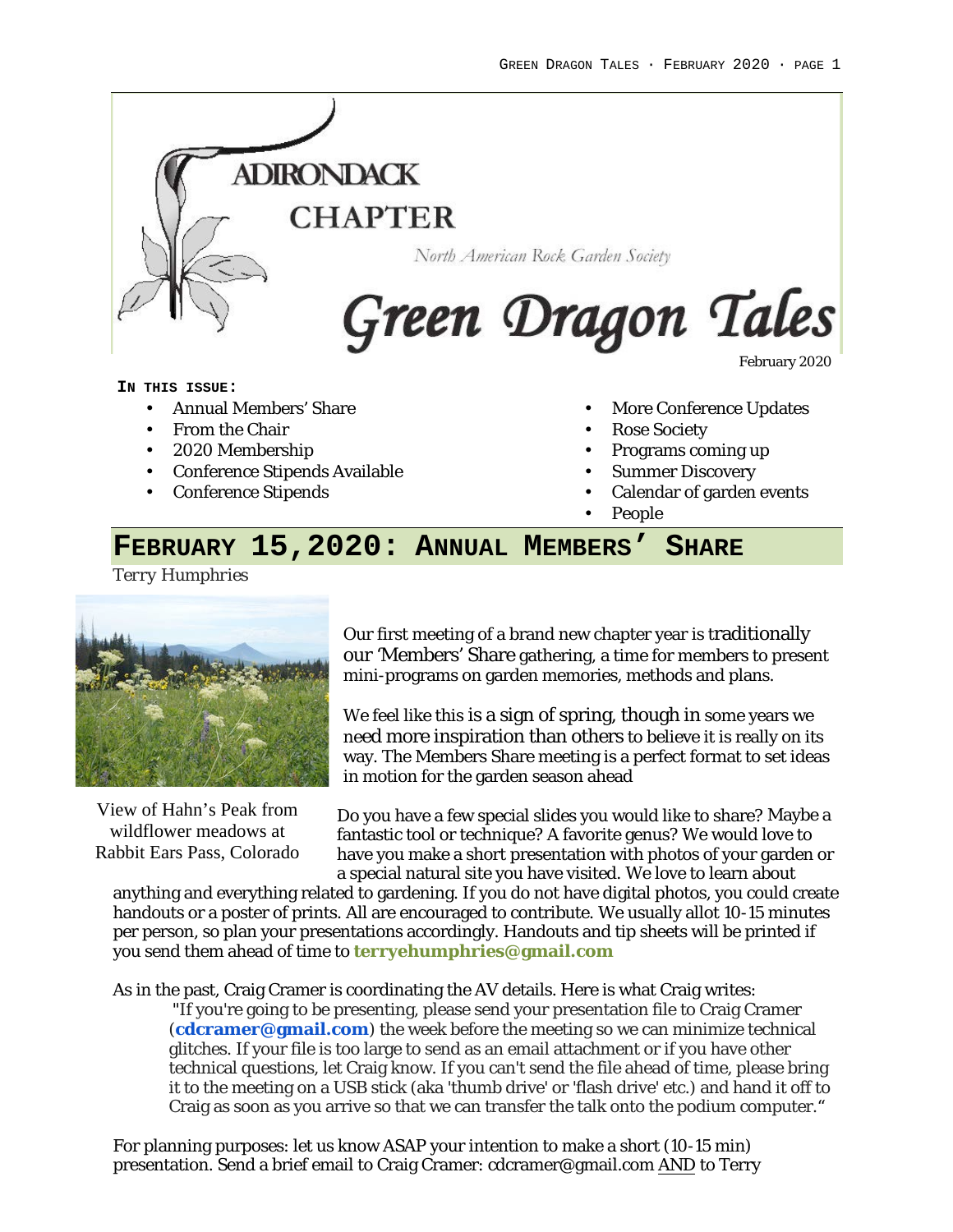# ADIRONDACK CHAPTER

North American Rock Garden Society

# Green Dragon Tales

February 2020

**IN THIS ISSUE:**

- Annual Members' Share
- From the Chair
- 2020 Membership
- Conference Stipends Available
- Conference Stipends
- More Conference Updates
- Rose Society
- Programs coming up
- Summer Discovery
- Calendar of garden events
- People

## FEBRUARY 15,2020: ANNUAL MEMBERS' SHARE

*Terry Humphries*

View of Hahn's Peak from wildflower meadows at Rabbit Ears Pass, Colorado

Our first meeting of a brand new chapter year is traditionally our 'Members' Share gathering, a time for members to present mini-programs on garden memories, methods and plans.

We feel like this is a sign of spring, though in some years we need more inspiration than others to believe it is really on its way. The Members Share meeting is a perfect format to set ideas in motion for the garden season ahead

Do you have a few special slides you would like to share? Maybe a fantastic tool or technique? A favorite genus? We would love to have you make a short presentation with photos of your garden or a special natural site you have visited. We love to learn about anything and everything related to gardening. If you do not have digital photos, you could create handouts or a poster of prints. All are encouraged to contribute. We usually allot 10-15 minutes per person, so plan your presentations accordingly. Handouts and tip sheets will be printed if you send them ahead of time to **terryehumphries@gmail.com**

As in the past, Craig Cramer is coordinating the AV details. Here is what Craig writes:

> "If you're going to be presenting, please send your presentation file to Craig Cramer (**cdcramer@gmail.com**) the week before the meeting so we can minimize technical glitches. If your file is too large to send as an email attachment or if you have other technical questions, let Craig know. If you can't send the file ahead of time, please bring it to the meeting on a USB stick (aka 'thumb drive' or 'flash drive' etc.) and hand it off to Craig as soon as you arrive so that we can transfer the talk onto the podium computer."

For planning purposes: let us know ASAP your intention to make a short (10-15 min) presentation. Send a brief email to Craig Cramer: cdcramer@gmail.com AND to Terry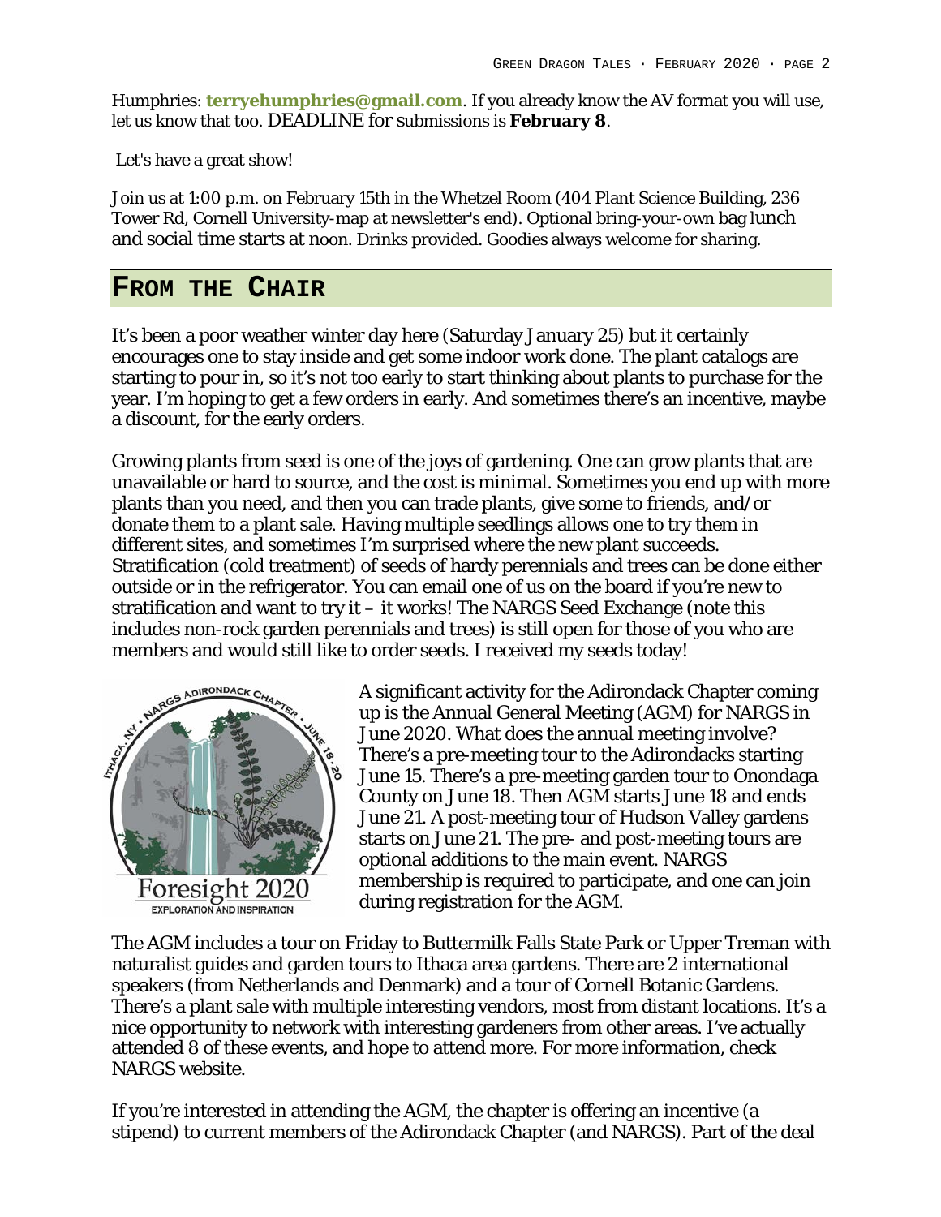Humphries: **terryehumphries@gmail.com**. If you already know the AV format you will use, let us know that too. DEADLINE for submissions is **February 8**.

Let's have a great show!

Join us at 1:00 p.m. on February 15th in the Whetzel Room (404 Plant Science Building, 236 Tower Rd, Cornell University-map at newsletter's end). Optional bring-your-own bag lunch and social time starts at noon. Drinks provided. Goodies always welcome for sharing.

## FROM THE CHAIR

It's been a poor weather winter day here (Saturday January 25) but it certainly encourages one to stay inside and get some indoor work done. The plant catalogs are starting to pour in, so it's not too early to start thinking about plants to purchase for the year. I'm hoping to get a few orders in early. And sometimes there's an incentive, maybe a discount, for the early orders.

Growing plants from seed is one of the joys of gardening. One can grow plants that are unavailable or hard to source, and the cost is minimal. Sometimes you end up with more plants than you need, and then you can trade plants, give some to friends, and/or donate them to a plant sale. Having multiple seedlings allows one to try them in different sites, and sometimes I'm surprised where the new plant succeeds. Stratification (cold treatment) of seeds of hardy perennials and trees can be done either outside or in the refrigerator. You can email one of us on the board if you're new to stratification and want to try it – it works! The NARGS Seed Exchange (note this includes non-rock garden perennials and trees) is still open for those of you who are members and would still like to order seeds. I received my seeds today!

A significant activity for the Adirondack Chapter coming up is the Annual General Meeting (AGM) for NARGS in June 2020. What does the annual meeting involve? There's a pre-meeting tour to the Adirondacks starting June 15. There's a pre-meeting garden tour to Onondaga County on June 18. Then AGM starts June 18 and ends June 21. A post-meeting tour of Hudson Valley gardens starts on June 21. The pre- and post-meeting tours are optional additions to the main event. NARGS membership is required to participate, and one can join during registration for the AGM.

The AGM includes a tour on Friday to Buttermilk Falls State Park or Upper Treman with naturalist guides and garden tours to Ithaca area gardens. There are 2 international speakers (from Netherlands and Denmark) and a tour of Cornell Botanic Gardens. There's a plant sale with multiple interesting vendors, most from distant locations. It's a nice opportunity to network with interesting gardeners from other areas. I've actually attended 8 of these events, and hope to attend more. For more information, check NARGS website.

If you're interested in attending the AGM, the chapter is offering an incentive (a stipend) to current members of the Adirondack Chapter (and NARGS). Part of the deal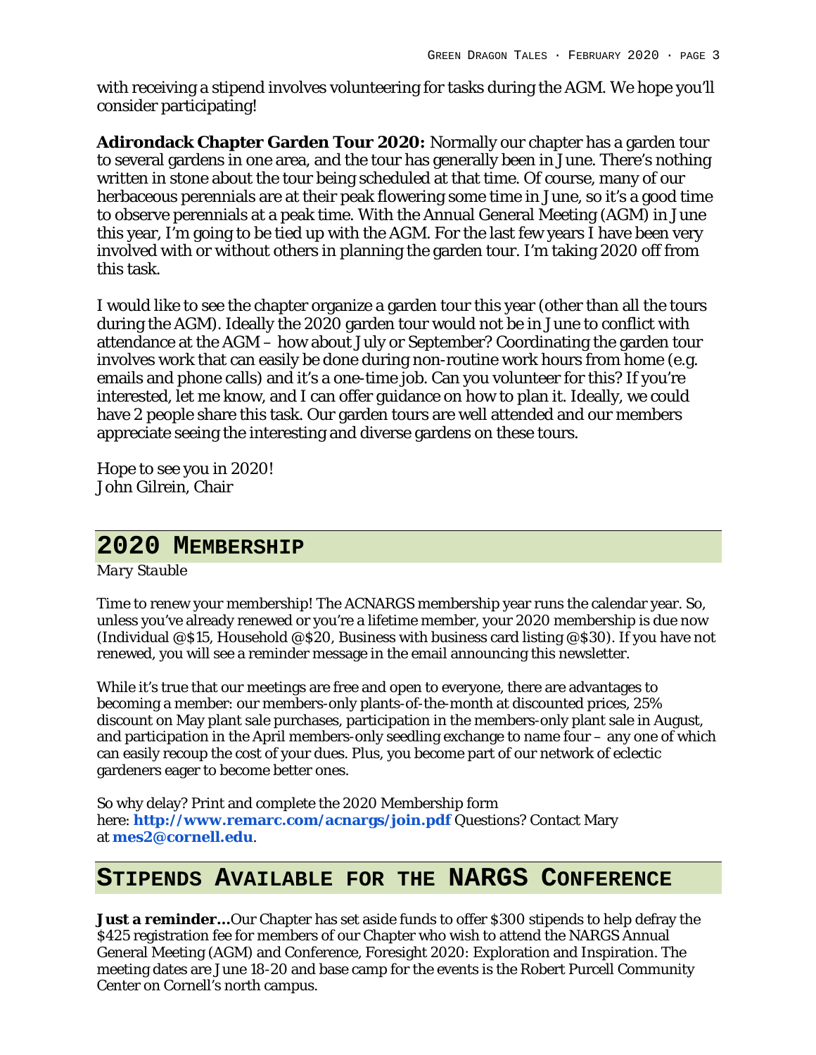with receiving a stipend involves volunteering for tasks during the AGM. We hope you'll consider participating!

**Adirondack Chapter Garden Tour 2020:** Normally our chapter has a garden tour to several gardens in one area, and the tour has generally been in June. There's nothing written in stone about the tour being scheduled at that time. Of course, many of our herbaceous perennials are at their peak flowering some time in June, so it's a good time to observe perennials at a peak time. With the Annual General Meeting (AGM) in June this year, I'm going to be tied up with the AGM. For the last few years I have been very involved with or without others in planning the garden tour. I'm taking 2020 off from this task.

I would like to see the chapter organize a garden tour this year (other than all the tours during the AGM). Ideally the 2020 garden tour would not be in June to conflict with attendance at the AGM – how about July or September? Coordinating the garden tour involves work that can easily be done during non-routine work hours from home (e.g. emails and phone calls) and it's a one-time job. Can you volunteer for this? If you're interested, let me know, and I can offer guidance on how to plan it. Ideally, we could have 2 people share this task. Our garden tours are well attended and our members appreciate seeing the interesting and diverse gardens on these tours.

Hope to see you in 2020!
John Gilrein, Chair

## 2020 Membership

*Mary Stauble*

Time to renew your membership! The ACNARGS membership year runs the calendar year. So, unless you've already renewed or you're a lifetime member, your 2020 membership is due now (Individual @$15, Household @$20, Business with business card listing @$30). If you have not renewed, you will see a reminder message in the email announcing this newsletter.

While it's true that our meetings are free and open to everyone, there are advantages to becoming a member: our members-only plants-of-the-month at discounted prices, 25% discount on May plant sale purchases, participation in the members-only plant sale in August, and participation in the April members-only seedling exchange to name four – any one of which can easily recoup the cost of your dues. Plus, you become part of our network of eclectic gardeners eager to become better ones.

So why delay? Print and complete the 2020 Membership form here: **http://www.remarc.com/acnargs/join.pdf** Questions? Contact Mary at **mes2@cornell.edu**.

## Stipends Available for the NARGS Conference

**Just a reminder…**Our Chapter has set aside funds to offer $300 stipends to help defray the $425 registration fee for members of our Chapter who wish to attend the NARGS Annual General Meeting (AGM) and Conference, Foresight 2020: Exploration and Inspiration. The meeting dates are June 18-20 and base camp for the events is the Robert Purcell Community Center on Cornell's north campus.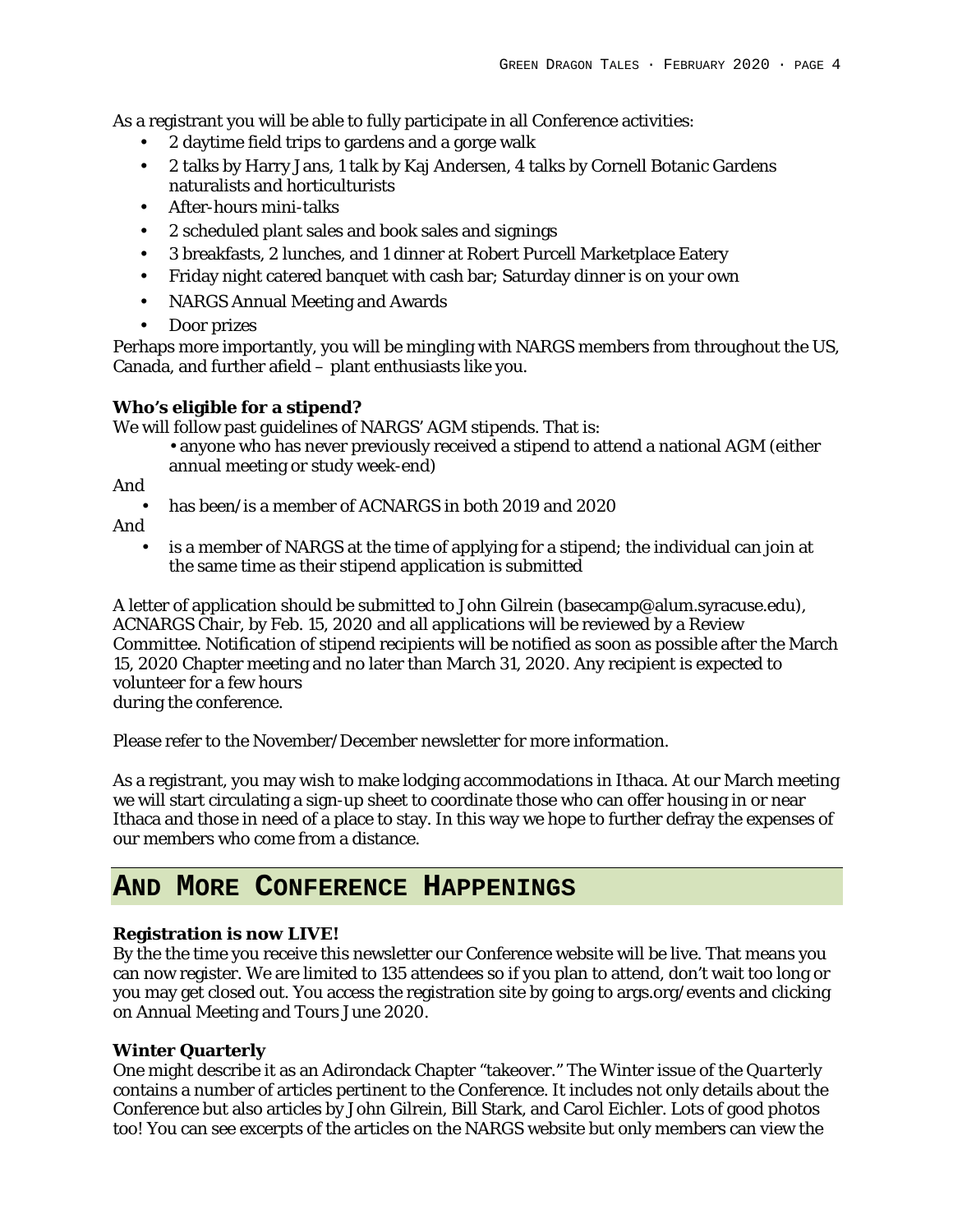As a registrant you will be able to fully participate in all Conference activities:

- 2 daytime field trips to gardens and a gorge walk
- 2 talks by Harry Jans, 1 talk by Kaj Andersen, 4 talks by Cornell Botanic Gardens naturalists and horticulturists
- After-hours mini-talks
- 2 scheduled plant sales and book sales and signings
- 3 breakfasts, 2 lunches, and 1 dinner at Robert Purcell Marketplace Eatery
- Friday night catered banquet with cash bar; Saturday dinner is on your own
- NARGS Annual Meeting and Awards
- Door prizes

Perhaps more importantly, you will be mingling with NARGS members from throughout the US, Canada, and further afield – plant enthusiasts like you.

**Who's eligible for a stipend?**

We will follow past guidelines of NARGS' AGM stipends. That is:

- anyone who has never previously received a stipend to attend a national AGM (either annual meeting or study week-end)

And

- has been/is a member of ACNARGS in both 2019 and 2020

And

- is a member of NARGS at the time of applying for a stipend; the individual can join at the same time as their stipend application is submitted

A letter of application should be submitted to John Gilrein (basecamp@alum.syracuse.edu), ACNARGS Chair, by Feb. 15, 2020 and all applications will be reviewed by a Review Committee. Notification of stipend recipients will be notified as soon as possible after the March 15, 2020 Chapter meeting and no later than March 31, 2020. Any recipient is expected to volunteer for a few hours during the conference.

Please refer to the November/December newsletter for more information.

As a registrant, you may wish to make lodging accommodations in Ithaca. At our March meeting we will start circulating a sign-up sheet to coordinate those who can offer housing in or near Ithaca and those in need of a place to stay. In this way we hope to further defray the expenses of our members who come from a distance.

## And More Conference Happenings

**Registration is now LIVE!**

By the the time you receive this newsletter our Conference website will be live. That means you can now register. We are limited to 135 attendees so if you plan to attend, don't wait too long or you may get closed out. You access the registration site by going to args.org/events and clicking on Annual Meeting and Tours June 2020.

**Winter Quarterly**

One might describe it as an Adirondack Chapter "takeover." The Winter issue of the *Quarterly* contains a number of articles pertinent to the Conference. It includes not only details about the Conference but also articles by John Gilrein, Bill Stark, and Carol Eichler. Lots of good photos too! You can see excerpts of the articles on the NARGS website but only members can view the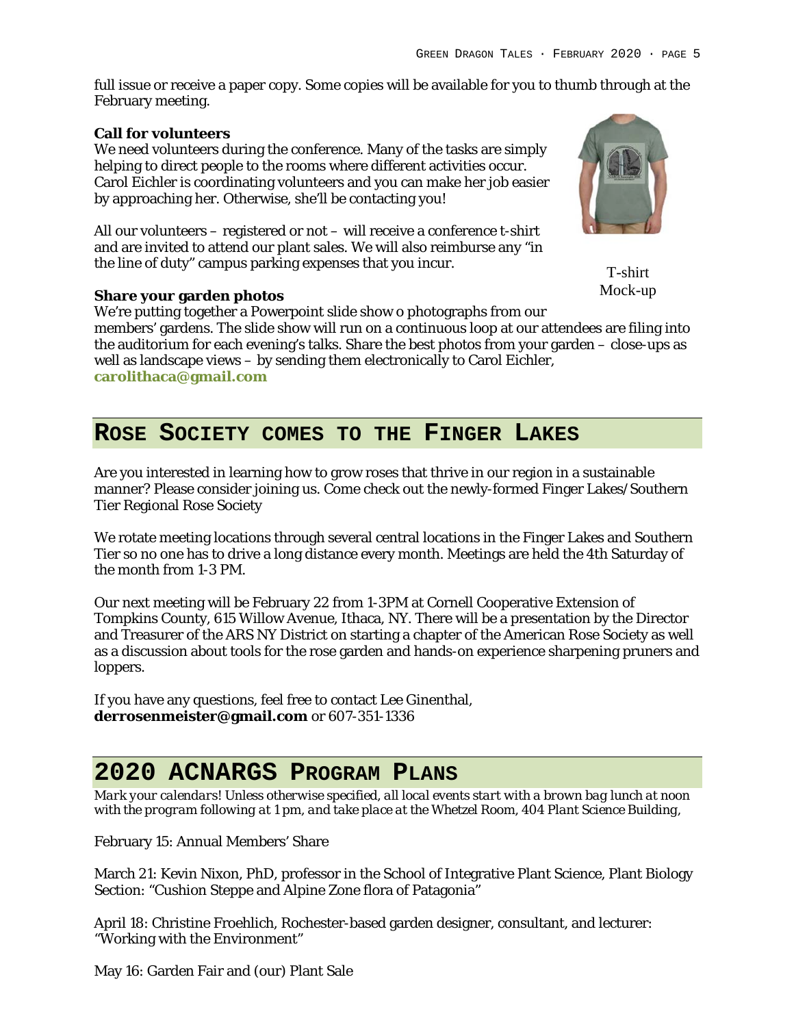full issue or receive a paper copy. Some copies will be available for you to thumb through at the February meeting.

**Call for volunteers**

We need volunteers during the conference. Many of the tasks are simply helping to direct people to the rooms where different activities occur. Carol Eichler is coordinating volunteers and you can make her job easier by approaching her. Otherwise, she'll be contacting you!

All our volunteers – registered or not – will receive a conference t-shirt and are invited to attend our plant sales. We will also reimburse any "in the line of duty" campus parking expenses that you incur.

T-shirt Mock-up

**Share your garden photos**

We're putting together a Powerpoint slide show o photographs from our members' gardens. The slide show will run on a continuous loop at our attendees are filing into the auditorium for each evening's talks. Share the best photos from your garden – close-ups as well as landscape views – by sending them electronically to Carol Eichler, **carolithaca@gmail.com**

## Rose Society comes to the Finger Lakes

Are you interested in learning how to grow roses that thrive in our region in a sustainable manner? Please consider joining us. Come check out the newly-formed Finger Lakes/Southern Tier Regional Rose Society

We rotate meeting locations through several central locations in the Finger Lakes and Southern Tier so no one has to drive a long distance every month. Meetings are held the 4th Saturday of the month from 1-3 PM.

Our next meeting will be February 22 from 1-3PM at Cornell Cooperative Extension of Tompkins County, 615 Willow Avenue, Ithaca, NY. There will be a presentation by the Director and Treasurer of the ARS NY District on starting a chapter of the American Rose Society as well as a discussion about tools for the rose garden and hands-on experience sharpening pruners and loppers.

If you have any questions, feel free to contact Lee Ginenthal, **derrosenmeister@gmail.com** or 607-351-1336

## 2020 ACNARGS Program Plans

*Mark your calendars! Unless otherwise specified, all local events start with a brown bag lunch at noon with the program following at 1 pm, and take place at the Whetzel Room, 404 Plant Science Building,*

February 15: Annual Members' Share

March 21: Kevin Nixon, PhD, professor in the School of Integrative Plant Science, Plant Biology Section: "Cushion Steppe and Alpine Zone flora of Patagonia"

April 18: Christine Froehlich, Rochester-based garden designer, consultant, and lecturer: "Working with the Environment"

May 16: Garden Fair and (our) Plant Sale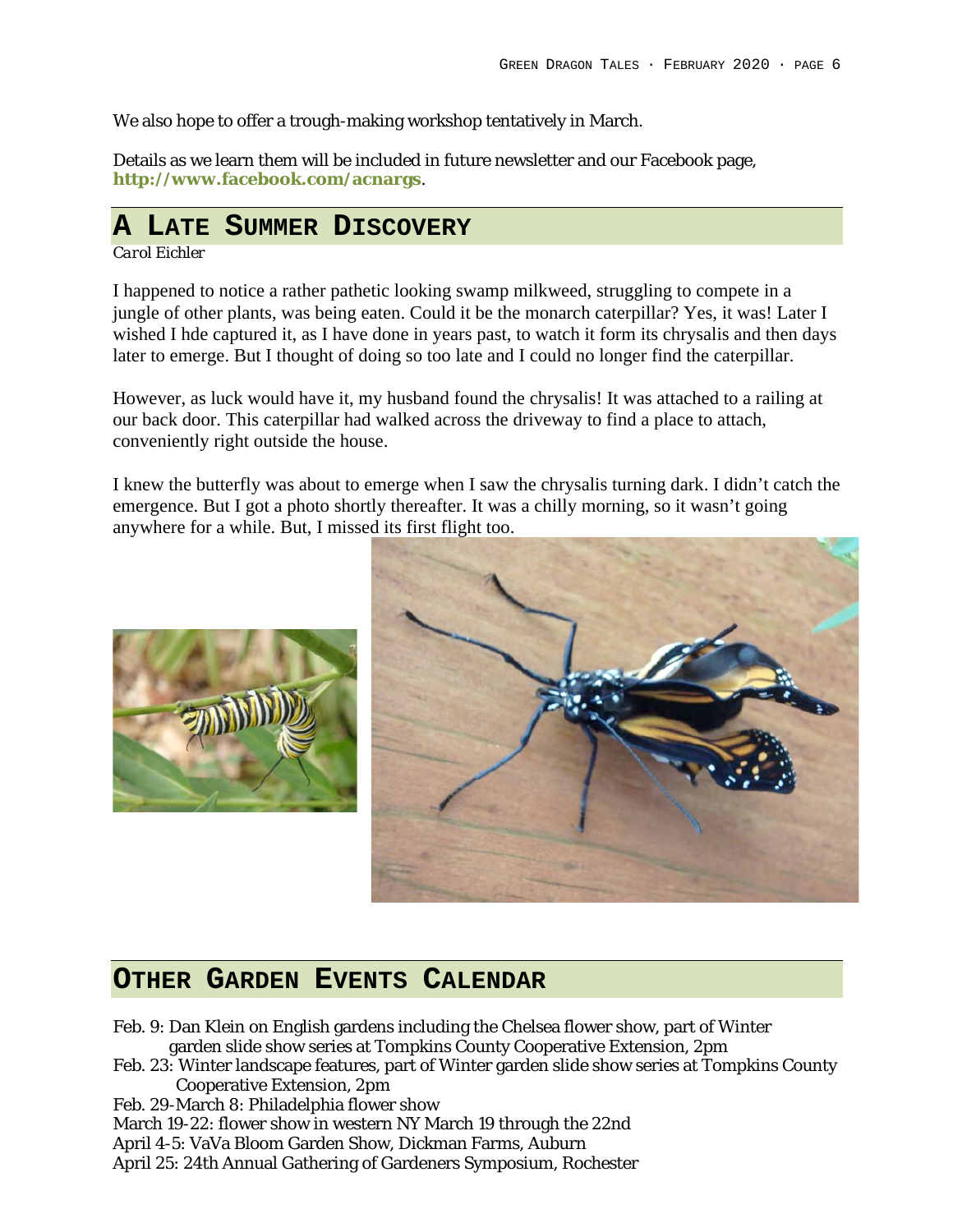We also hope to offer a trough-making workshop tentatively in March.

Details as we learn them will be included in future newsletter and our Facebook page, **http://www.facebook.com/acnargs**.

## A Late Summer Discovery

*Carol Eichler*

I happened to notice a rather pathetic looking swamp milkweed, struggling to compete in a jungle of other plants, was being eaten. Could it be the monarch caterpillar? Yes, it was! Later I wished I hde captured it, as I have done in years past, to watch it form its chrysalis and then days later to emerge. But I thought of doing so too late and I could no longer find the caterpillar.

However, as luck would have it, my husband found the chrysalis! It was attached to a railing at our back door. This caterpillar had walked across the driveway to find a place to attach, conveniently right outside the house.

I knew the butterfly was about to emerge when I saw the chrysalis turning dark. I didn't catch the emergence. But I got a photo shortly thereafter. It was a chilly morning, so it wasn't going anywhere for a while. But, I missed its first flight too.

## Other Garden Events Calendar

- Feb. 9: Dan Klein on English gardens including the Chelsea flower show, part of Winter garden slide show series at Tompkins County Cooperative Extension, 2pm
- Feb. 23: Winter landscape features, part of Winter garden slide show series at Tompkins County Cooperative Extension, 2pm
- Feb. 29-March 8: Philadelphia flower show
- March 19-22: flower show in western NY March 19 through the 22nd
- April 4-5: VaVa Bloom Garden Show, Dickman Farms, Auburn
- April 25: 24th Annual Gathering of Gardeners Symposium, Rochester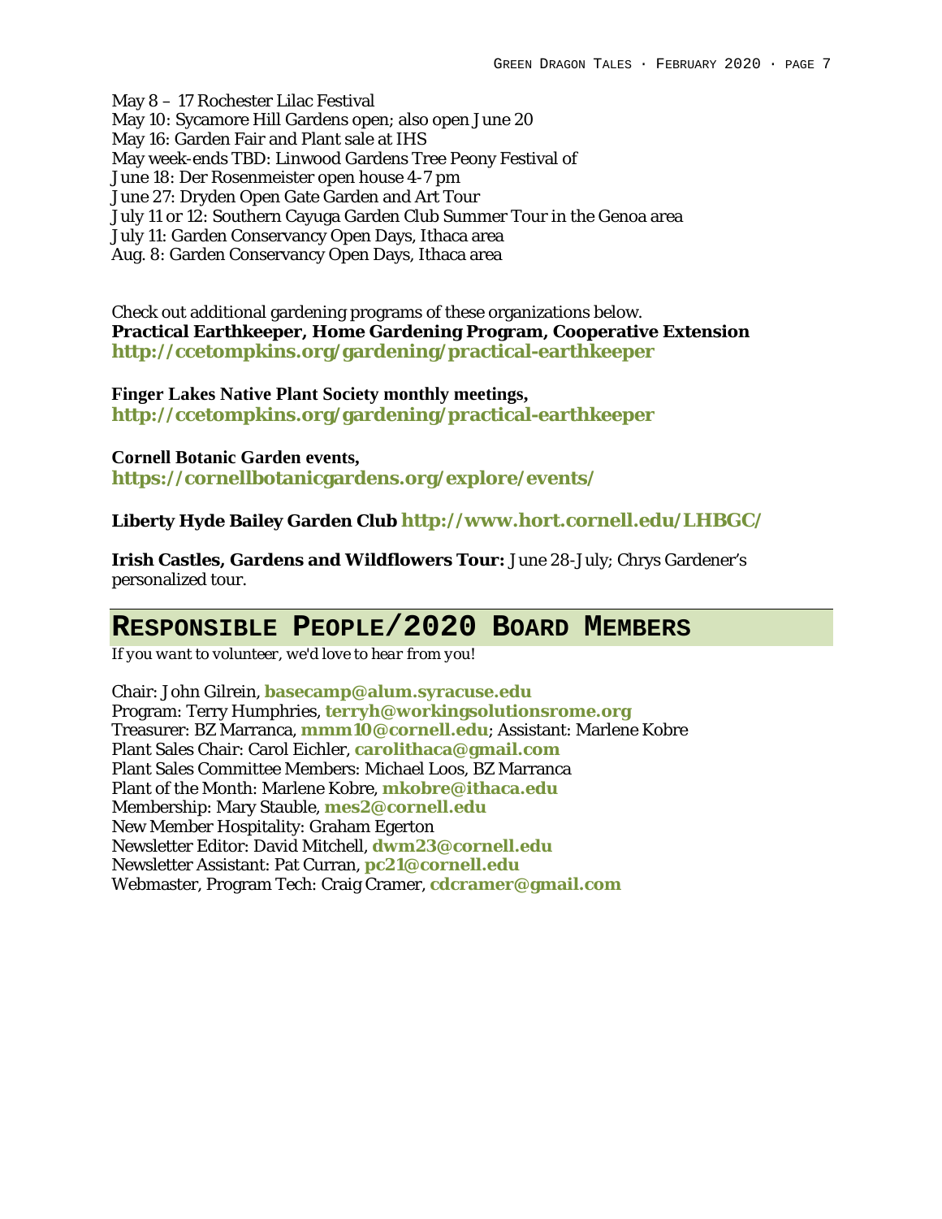May 8 – 17 Rochester Lilac Festival
May 10: Sycamore Hill Gardens open; also open June 20
May 16: Garden Fair and Plant sale at IHS
May week-ends TBD: Linwood Gardens Tree Peony Festival of
June 18: Der Rosenmeister open house 4-7 pm
June 27: Dryden Open Gate Garden and Art Tour
July 11 or 12: Southern Cayuga Garden Club Summer Tour in the Genoa area
July 11: Garden Conservancy Open Days, Ithaca area
Aug. 8: Garden Conservancy Open Days, Ithaca area

Check out additional gardening programs of these organizations below.
**Practical Earthkeeper, Home Gardening Program, Cooperative Extension**
**http://ccetompkins.org/gardening/practical-earthkeeper**

**Finger Lakes Native Plant Society monthly meetings,**
**http://ccetompkins.org/gardening/practical-earthkeeper**

**Cornell Botanic Garden events,**
**https://cornellbotanicgardens.org/explore/events/**

**Liberty Hyde Bailey Garden Club http://www.hort.cornell.edu/LHBGC/**

**Irish Castles, Gardens and Wildflowers Tour:** June 28-July; Chrys Gardener's personalized tour.

## Responsible People/2020 Board Members

*If you want to volunteer, we'd love to hear from you!*

Chair: John Gilrein, **basecamp@alum.syracuse.edu**
Program: Terry Humphries, **terryh@workingsolutionsrome.org**
Treasurer: BZ Marranca, **mmm10@cornell.edu**; Assistant: Marlene Kobre
Plant Sales Chair: Carol Eichler, **carolithaca@gmail.com**
Plant Sales Committee Members: Michael Loos, BZ Marranca
Plant of the Month: Marlene Kobre, **mkobre@ithaca.edu**
Membership: Mary Stauble, **mes2@cornell.edu**
New Member Hospitality: Graham Egerton
Newsletter Editor: David Mitchell, **dwm23@cornell.edu**
Newsletter Assistant: Pat Curran, **pc21@cornell.edu**
Webmaster, Program Tech: Craig Cramer, **cdcramer@gmail.com**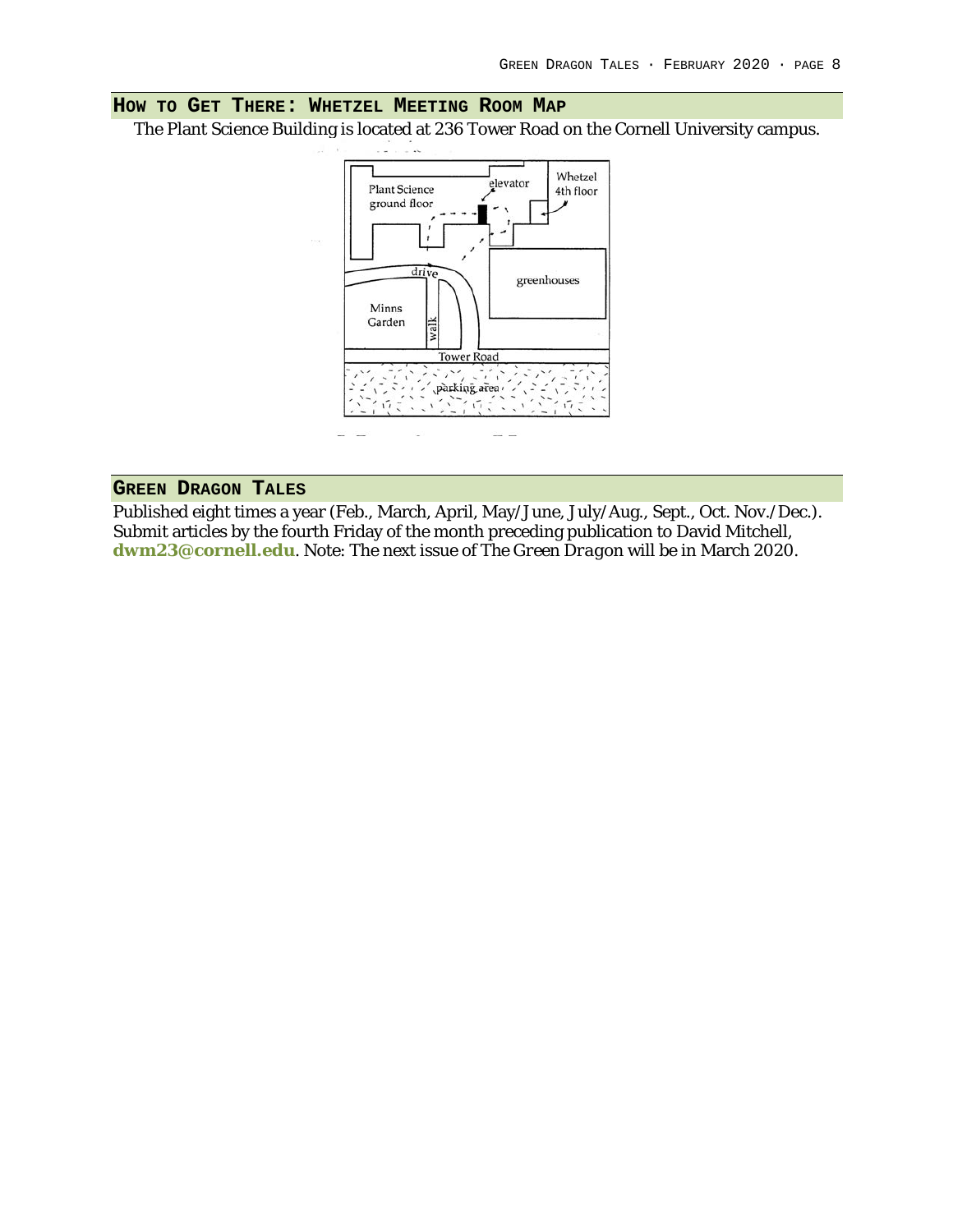## How to Get There: Whetzel Meeting Room Map

The Plant Science Building is located at 236 Tower Road on the Cornell University campus.

Plant Science ground floor

elevator

Whetzel 4th floor

drive

greenhouses

Minns Garden

walk

Tower Road

parking area

## Green Dragon Tales

Published eight times a year (Feb., March, April, May/June, July/Aug., Sept., Oct. Nov./Dec.). Submit articles by the fourth Friday of the month preceding publication to David Mitchell, **dwm23@cornell.edu**. Note: The next issue of *The Green Dragon* will be in March 2020.